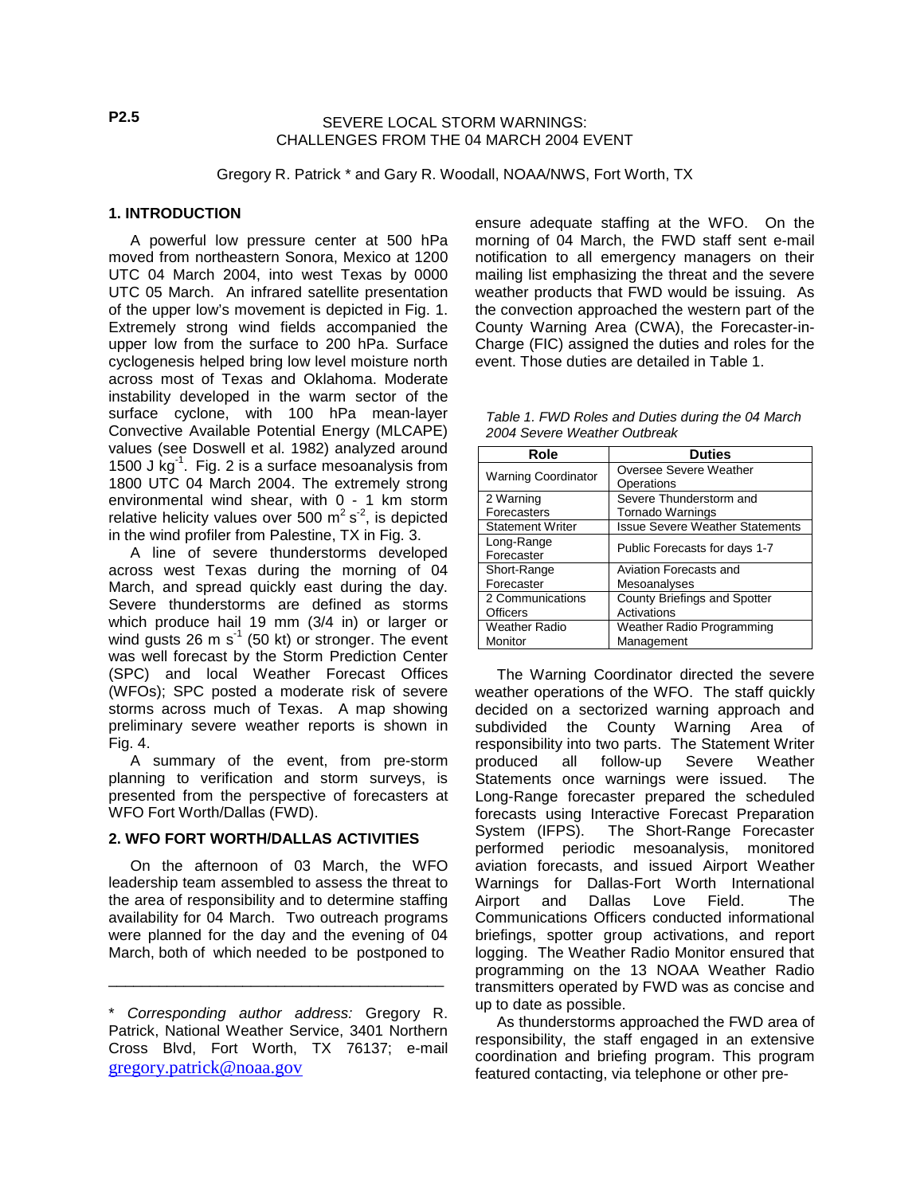P2.5

# SEVERE LOCAL STORM WARNINGS: CHALLENGES FROM THE 04 MARCH 2004 EVENT

Gregory R. Patrick * and Gary R. Woodall, NOAA/NWS, Fort Worth, TX

## 1. INTRODUCTION

A powerful low pressure center at 500 hPa moved from northeastern Sonora, Mexico at 1200 UTC 04 March 2004, into west Texas by 0000 UTC 05 March. An infrared satellite presentation of the upper low's movement is depicted in Fig. 1. Extremely strong wind fields accompanied the upper low from the surface to 200 hPa. Surface cyclogenesis helped bring low level moisture north across most of Texas and Oklahoma. Moderate instability developed in the warm sector of the surface cyclone, with 100 hPa mean-layer Convective Available Potential Energy (MLCAPE) values (see Doswell et al. 1982) around 1500 J kg$^{-1}$. Fig. 2 is a surface mesoanalysis from 1800 UTC 04 March 2004. The extremely strong environmental wind shear, with 0 - 1 km storm relative helicity values over 500 m$^2$ s$^{-2}$, is depicted in the wind profiler from Palestine, TX in Fig. 3.

A line of severe thunderstorms developed across west Texas during the morning of 04 March, and spread quickly east during the day. Severe thunderstorms are defined as storms which produce hail 19 mm (3/4 in) or larger or wind gusts 26 m s$^{-1}$ (50 kt) or stronger. The event was well forecast by the Storm Prediction Center (SPC) and local Weather Forecast Offices (WFOs); SPC posted a moderate risk of severe storms across much of Texas. A map showing preliminary severe weather reports is shown in Fig. 4.

A summary of the event, from pre-storm planning to verification and storm surveys, is presented from the perspective of forecasters at WFO Fort Worth/Dallas (FWD).

## 2. WFO FORT WORTH/DALLAS ACTIVITIES

On the afternoon of 03 March, the WFO leadership team assembled to assess the threat to the area of responsibility and to determine staffing availability for 04 March. Two outreach programs were planned for the day and the evening of 04 March, both of which needed to be postponed to ensure adequate staffing at the WFO. On the morning of 04 March, the FWD staff sent e-mail notification to all emergency managers on their mailing list emphasizing the threat and the severe weather products that FWD would be issuing. As the convection approached the western part of the County Warning Area (CWA), the Forecaster-in-Charge (FIC) assigned the duties and roles for the event. Those duties are detailed in Table 1.

*Table 1. FWD Roles and Duties during the 04 March 2004 Severe Weather Outbreak*

| Role | Duties |
|---|---|
| Warning Coordinator | Oversee Severe Weather Operations |
| 2 Warning Forecasters | Severe Thunderstorm and Tornado Warnings |
| Statement Writer | Issue Severe Weather Statements |
| Long-Range Forecaster | Public Forecasts for days 1-7 |
| Short-Range Forecaster | Aviation Forecasts and Mesoanalyses |
| 2 Communications Officers | County Briefings and Spotter Activations |
| Weather Radio Monitor | Weather Radio Programming Management |

The Warning Coordinator directed the severe weather operations of the WFO. The staff quickly decided on a sectorized warning approach and subdivided the County Warning Area of responsibility into two parts. The Statement Writer produced all follow-up Severe Weather Statements once warnings were issued. The Long-Range forecaster prepared the scheduled forecasts using Interactive Forecast Preparation System (IFPS). The Short-Range Forecaster performed periodic mesoanalysis, monitored aviation forecasts, and issued Airport Weather Warnings for Dallas-Fort Worth International Airport and Dallas Love Field. The Communications Officers conducted informational briefings, spotter group activations, and report logging. The Weather Radio Monitor ensured that programming on the 13 NOAA Weather Radio transmitters operated by FWD was as concise and up to date as possible.

As thunderstorms approached the FWD area of responsibility, the staff engaged in an extensive coordination and briefing program. This program featured contacting, via telephone or other pre-

---

\* *Corresponding author address:* Gregory R. Patrick, National Weather Service, 3401 Northern Cross Blvd, Fort Worth, TX 76137; e-mail gregory.patrick@noaa.gov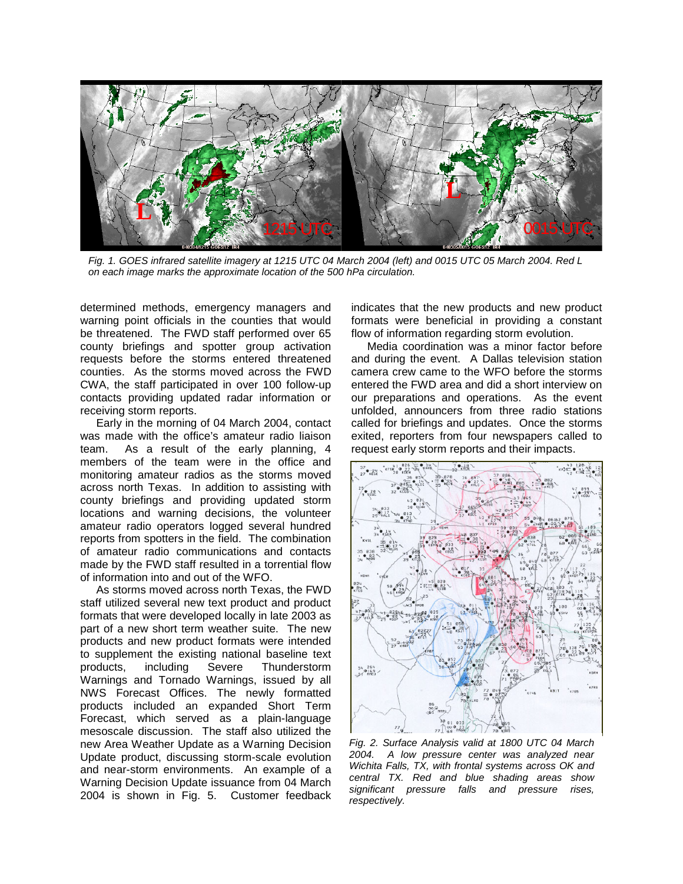*Fig. 1. GOES infrared satellite imagery at 1215 UTC 04 March 2004 (left) and 0015 UTC 05 March 2004. Red L on each image marks the approximate location of the 500 hPa circulation.*

determined methods, emergency managers and warning point officials in the counties that would be threatened. The FWD staff performed over 65 county briefings and spotter group activation requests before the storms entered threatened counties. As the storms moved across the FWD CWA, the staff participated in over 100 follow-up contacts providing updated radar information or receiving storm reports.

Early in the morning of 04 March 2004, contact was made with the office's amateur radio liaison team. As a result of the early planning, 4 members of the team were in the office and monitoring amateur radios as the storms moved across north Texas. In addition to assisting with county briefings and providing updated storm locations and warning decisions, the volunteer amateur radio operators logged several hundred reports from spotters in the field. The combination of amateur radio communications and contacts made by the FWD staff resulted in a torrential flow of information into and out of the WFO.

As storms moved across north Texas, the FWD staff utilized several new text product and product formats that were developed locally in late 2003 as part of a new short term weather suite. The new products and new product formats were intended to supplement the existing national baseline text products, including Severe Thunderstorm Warnings and Tornado Warnings, issued by all NWS Forecast Offices. The newly formatted products included an expanded Short Term Forecast, which served as a plain-language mesoscale discussion. The staff also utilized the new Area Weather Update as a Warning Decision Update product, discussing storm-scale evolution and near-storm environments. An example of a Warning Decision Update issuance from 04 March 2004 is shown in Fig. 5. Customer feedback indicates that the new products and new product formats were beneficial in providing a constant flow of information regarding storm evolution.

Media coordination was a minor factor before and during the event. A Dallas television station camera crew came to the WFO before the storms entered the FWD area and did a short interview on our preparations and operations. As the event unfolded, announcers from three radio stations called for briefings and updates. Once the storms exited, reporters from four newspapers called to request early storm reports and their impacts.

*Fig. 2. Surface Analysis valid at 1800 UTC 04 March 2004. A low pressure center was analyzed near Wichita Falls, TX, with frontal systems across OK and central TX. Red and blue shading areas show significant pressure falls and pressure rises, respectively.*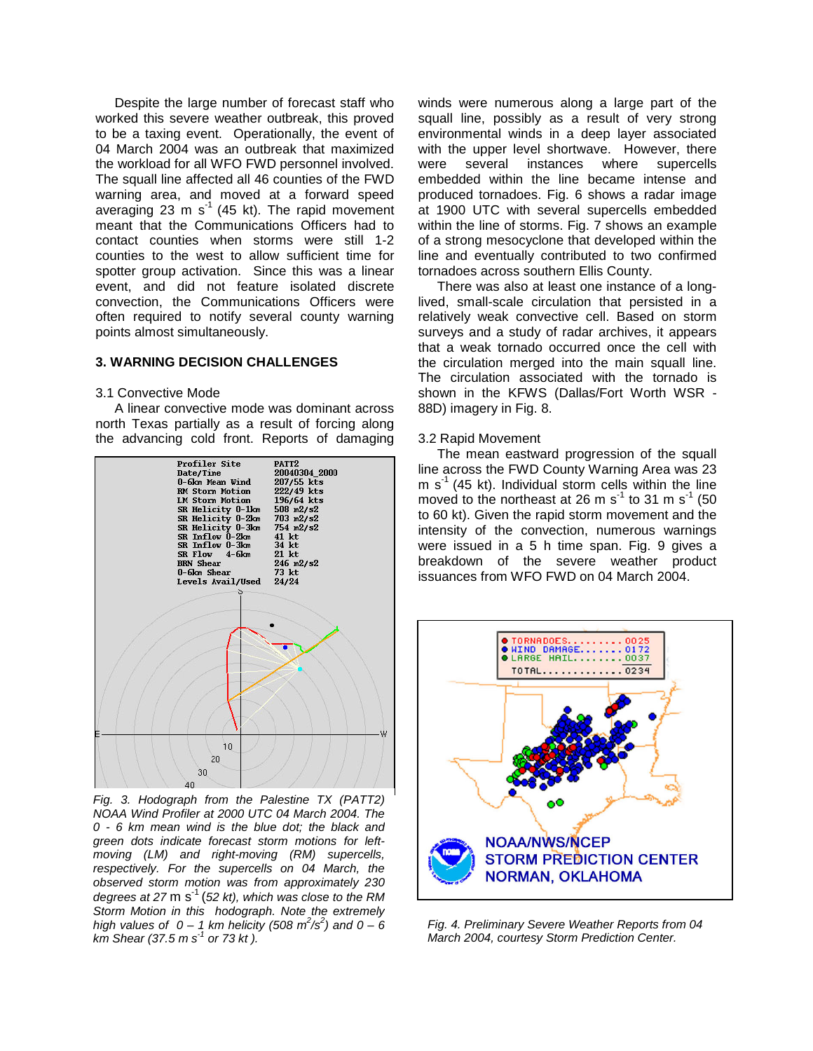Despite the large number of forecast staff who worked this severe weather outbreak, this proved to be a taxing event. Operationally, the event of 04 March 2004 was an outbreak that maximized the workload for all WFO FWD personnel involved. The squall line affected all 46 counties of the FWD warning area, and moved at a forward speed averaging 23 m $s^{-1}$ (45 kt). The rapid movement meant that the Communications Officers had to contact counties when storms were still 1-2 counties to the west to allow sufficient time for spotter group activation. Since this was a linear event, and did not feature isolated discrete convection, the Communications Officers were often required to notify several county warning points almost simultaneously.

## 3. WARNING DECISION CHALLENGES

### 3.1 Convective Mode

A linear convective mode was dominant across north Texas partially as a result of forcing along the advancing cold front. Reports of damaging winds were numerous along a large part of the squall line, possibly as a result of very strong environmental winds in a deep layer associated with the upper level shortwave. However, there were several instances where supercells embedded within the line became intense and produced tornadoes. Fig. 6 shows a radar image at 1900 UTC with several supercells embedded within the line of storms. Fig. 7 shows an example of a strong mesocyclone that developed within the line and eventually contributed to two confirmed tornadoes across southern Ellis County.

There was also at least one instance of a long-lived, small-scale circulation that persisted in a relatively weak convective cell. Based on storm surveys and a study of radar archives, it appears that a weak tornado occurred once the cell with the circulation merged into the main squall line. The circulation associated with the tornado is shown in the KFWS (Dallas/Fort Worth WSR - 88D) imagery in Fig. 8.

*Fig. 3. Hodograph from the Palestine TX (PATT2) NOAA Wind Profiler at 2000 UTC 04 March 2004. The 0 - 6 km mean wind is the blue dot; the black and green dots indicate forecast storm motions for left-moving (LM) and right-moving (RM) supercells, respectively. For the supercells on 04 March, the observed storm motion was from approximately 230 degrees at 27* m $s^{-1}$ *(52 kt), which was close to the RM Storm Motion in this hodograph. Note the extremely high values of 0 – 1 km helicity (508 $m^2/s^2$) and 0 – 6 km Shear (37.5 m $s^{-1}$ or 73 kt ).*

### 3.2 Rapid Movement

The mean eastward progression of the squall line across the FWD County Warning Area was 23 m $s^{-1}$ (45 kt). Individual storm cells within the line moved to the northeast at 26 m $s^{-1}$ to 31 m $s^{-1}$ (50 to 60 kt). Given the rapid storm movement and the intensity of the convection, numerous warnings were issued in a 5 h time span. Fig. 9 gives a breakdown of the severe weather product issuances from WFO FWD on 04 March 2004.

*Fig. 4. Preliminary Severe Weather Reports from 04 March 2004, courtesy Storm Prediction Center.*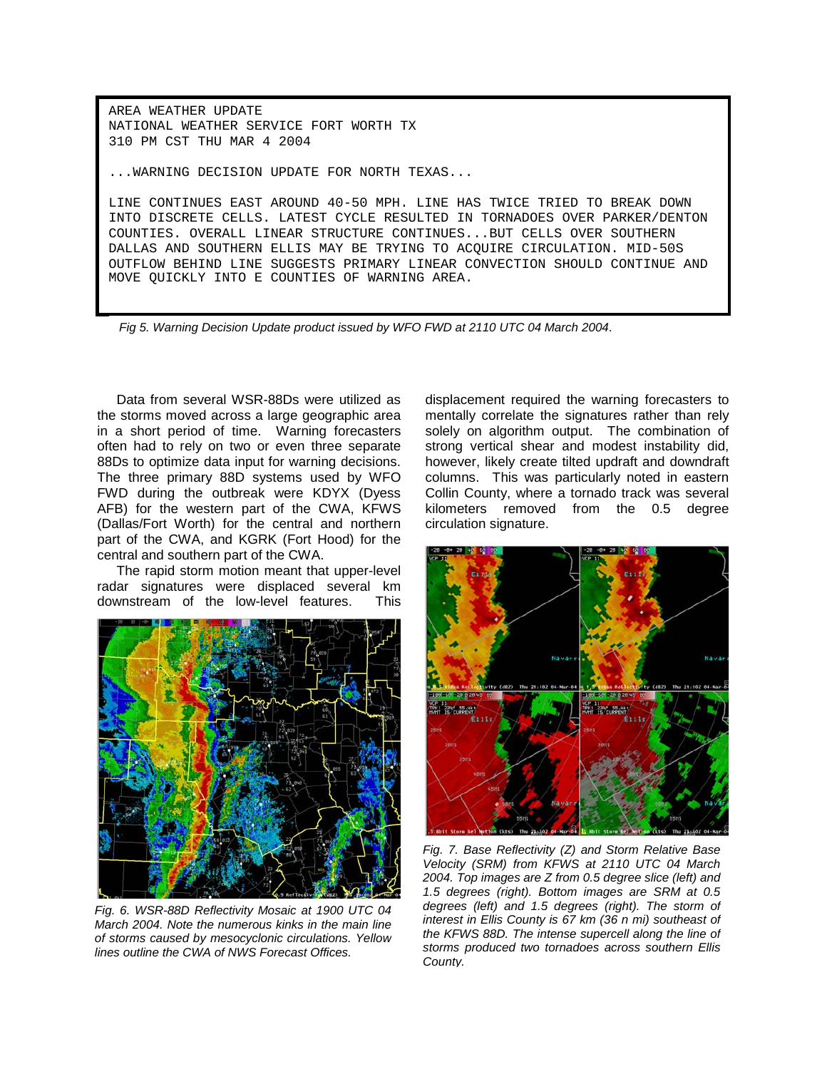```
AREA WEATHER UPDATE
NATIONAL WEATHER SERVICE FORT WORTH TX
310 PM CST THU MAR 4 2004

...WARNING DECISION UPDATE FOR NORTH TEXAS...

LINE CONTINUES EAST AROUND 40-50 MPH. LINE HAS TWICE TRIED TO BREAK DOWN
INTO DISCRETE CELLS. LATEST CYCLE RESULTED IN TORNADOES OVER PARKER/DENTON
COUNTIES. OVERALL LINEAR STRUCTURE CONTINUES...BUT CELLS OVER SOUTHERN
DALLAS AND SOUTHERN ELLIS MAY BE TRYING TO ACQUIRE CIRCULATION. MID-50S
OUTFLOW BEHIND LINE SUGGESTS PRIMARY LINEAR CONVECTION SHOULD CONTINUE AND
MOVE QUICKLY INTO E COUNTIES OF WARNING AREA.
```

*Fig 5. Warning Decision Update product issued by WFO FWD at 2110 UTC 04 March 2004.*

Data from several WSR-88Ds were utilized as the storms moved across a large geographic area in a short period of time. Warning forecasters often had to rely on two or even three separate 88Ds to optimize data input for warning decisions. The three primary 88D systems used by WFO FWD during the outbreak were KDYX (Dyess AFB) for the western part of the CWA, KFWS (Dallas/Fort Worth) for the central and northern part of the CWA, and KGRK (Fort Hood) for the central and southern part of the CWA.

The rapid storm motion meant that upper-level radar signatures were displaced several km downstream of the low-level features. This displacement required the warning forecasters to mentally correlate the signatures rather than rely solely on algorithm output. The combination of strong vertical shear and modest instability did, however, likely create tilted updraft and downdraft columns. This was particularly noted in eastern Collin County, where a tornado track was several kilometers removed from the 0.5 degree circulation signature.

*Fig. 6. WSR-88D Reflectivity Mosaic at 1900 UTC 04 March 2004. Note the numerous kinks in the main line of storms caused by mesocyclonic circulations. Yellow lines outline the CWA of NWS Forecast Offices.*

*Fig. 7. Base Reflectivity (Z) and Storm Relative Base Velocity (SRM) from KFWS at 2110 UTC 04 March 2004. Top images are Z from 0.5 degree slice (left) and 1.5 degrees (right). Bottom images are SRM at 0.5 degrees (left) and 1.5 degrees (right). The storm of interest in Ellis County is 67 km (36 n mi) southeast of the KFWS 88D. The intense supercell along the line of storms produced two tornadoes across southern Ellis County.*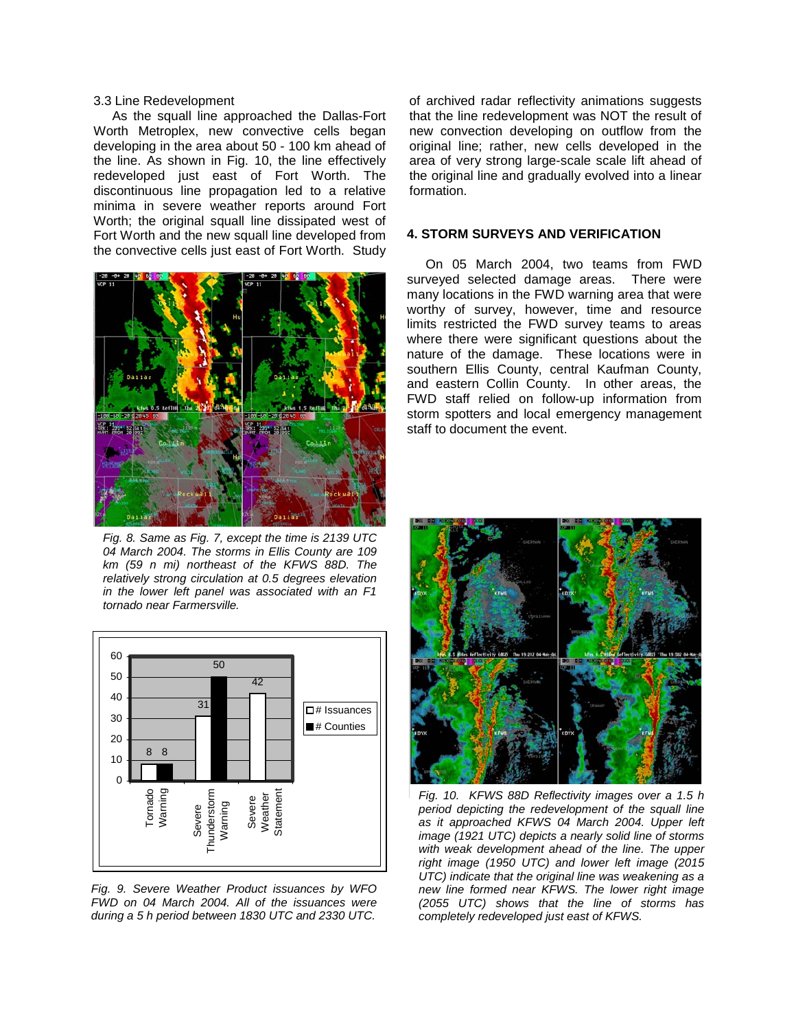3.3 Line Redevelopment

As the squall line approached the Dallas-Fort Worth Metroplex, new convective cells began developing in the area about 50 - 100 km ahead of the line. As shown in Fig. 10, the line effectively redeveloped just east of Fort Worth. The discontinuous line propagation led to a relative minima in severe weather reports around Fort Worth; the original squall line dissipated west of Fort Worth and the new squall line developed from the convective cells just east of Fort Worth. Study of archived radar reflectivity animations suggests that the line redevelopment was NOT the result of new convection developing on outflow from the original line; rather, new cells developed in the area of very strong large-scale scale lift ahead of the original line and gradually evolved into a linear formation.

*Fig. 8. Same as Fig. 7, except the time is 2139 UTC 04 March 2004. The storms in Ellis County are 109 km (59 n mi) northeast of the KFWS 88D. The relatively strong circulation at 0.5 degrees elevation in the lower left panel was associated with an F1 tornado near Farmersville.*

| | # Issuances | # Counties |
|---|---|---|
| Tornado Warning | 8 | 8 |
| Severe Thunderstorm Warning | 31 | 50 |
| Severe Weather Statement | 42 | |

*Fig. 9. Severe Weather Product issuances by WFO FWD on 04 March 2004. All of the issuances were during a 5 h period between 1830 UTC and 2330 UTC.*

## 4. STORM SURVEYS AND VERIFICATION

On 05 March 2004, two teams from FWD surveyed selected damage areas. There were many locations in the FWD warning area that were worthy of survey, however, time and resource limits restricted the FWD survey teams to areas where there were significant questions about the nature of the damage. These locations were in southern Ellis County, central Kaufman County, and eastern Collin County. In other areas, the FWD staff relied on follow-up information from storm spotters and local emergency management staff to document the event.

*Fig. 10. KFWS 88D Reflectivity images over a 1.5 h period depicting the redevelopment of the squall line as it approached KFWS 04 March 2004. Upper left image (1921 UTC) depicts a nearly solid line of storms with weak development ahead of the line. The upper right image (1950 UTC) and lower left image (2015 UTC) indicate that the original line was weakening as a new line formed near KFWS. The lower right image (2055 UTC) shows that the line of storms has completely redeveloped just east of KFWS.*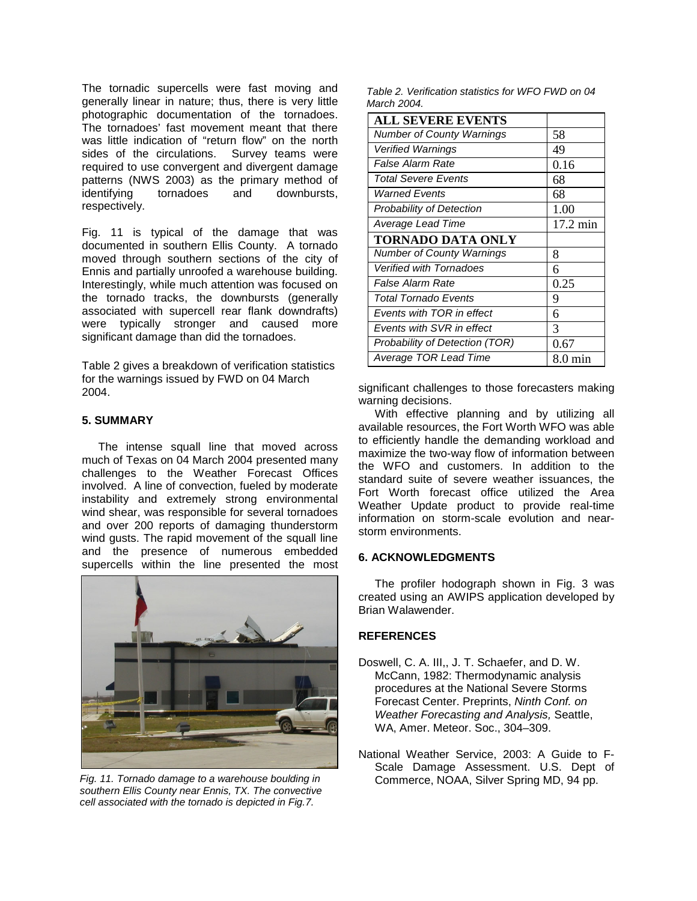The tornadic supercells were fast moving and generally linear in nature; thus, there is very little photographic documentation of the tornadoes. The tornadoes' fast movement meant that there was little indication of "return flow" on the north sides of the circulations. Survey teams were required to use convergent and divergent damage patterns (NWS 2003) as the primary method of identifying tornadoes and downbursts, respectively.

Fig. 11 is typical of the damage that was documented in southern Ellis County. A tornado moved through southern sections of the city of Ennis and partially unroofed a warehouse building. Interestingly, while much attention was focused on the tornado tracks, the downbursts (generally associated with supercell rear flank downdrafts) were typically stronger and caused more significant damage than did the tornadoes.

Table 2 gives a breakdown of verification statistics for the warnings issued by FWD on 04 March 2004.

## 5. SUMMARY

The intense squall line that moved across much of Texas on 04 March 2004 presented many challenges to the Weather Forecast Offices involved. A line of convection, fueled by moderate instability and extremely strong environmental wind shear, was responsible for several tornadoes and over 200 reports of damaging thunderstorm wind gusts. The rapid movement of the squall line and the presence of numerous embedded supercells within the line presented the most significant challenges to those forecasters making warning decisions.

*Fig. 11. Tornado damage to a warehouse boulding in southern Ellis County near Ennis, TX. The convective cell associated with the tornado is depicted in Fig.7.*

*Table 2. Verification statistics for WFO FWD on 04 March 2004.*

| | |
|---|---|
| **ALL SEVERE EVENTS** | |
| *Number of County Warnings* | 58 |
| *Verified Warnings* | 49 |
| *False Alarm Rate* | 0.16 |
| *Total Severe Events* | 68 |
| *Warned Events* | 68 |
| *Probability of Detection* | 1.00 |
| *Average Lead Time* | 17.2 min |
| **TORNADO DATA ONLY** | |
| *Number of County Warnings* | 8 |
| *Verified with Tornadoes* | 6 |
| *False Alarm Rate* | 0.25 |
| *Total Tornado Events* | 9 |
| *Events with TOR in effect* | 6 |
| *Events with SVR in effect* | 3 |
| *Probability of Detection (TOR)* | 0.67 |
| *Average TOR Lead Time* | 8.0 min |

With effective planning and by utilizing all available resources, the Fort Worth WFO was able to efficiently handle the demanding workload and maximize the two-way flow of information between the WFO and customers. In addition to the standard suite of severe weather issuances, the Fort Worth forecast office utilized the Area Weather Update product to provide real-time information on storm-scale evolution and near-storm environments.

## 6. ACKNOWLEDGMENTS

The profiler hodograph shown in Fig. 3 was created using an AWIPS application developed by Brian Walawender.

## REFERENCES

Doswell, C. A. III,, J. T. Schaefer, and D. W. McCann, 1982: Thermodynamic analysis procedures at the National Severe Storms Forecast Center. Preprints, *Ninth Conf. on Weather Forecasting and Analysis,* Seattle, WA, Amer. Meteor. Soc., 304–309.

National Weather Service, 2003: A Guide to F-Scale Damage Assessment. U.S. Dept of Commerce, NOAA, Silver Spring MD, 94 pp.